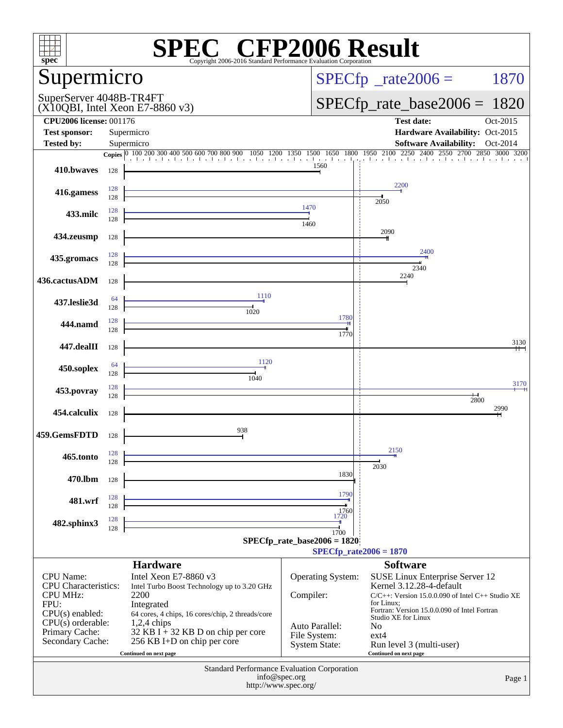# SPEC® CFP2006 Result

Copyright 2006-2016 Standard Performance Evaluation Corporation

## Supermicro

SuperServer 4048B-TR4FT
(X10QBI, Intel Xeon E7-8860 v3)

SPECfp_rate2006 = 1870

SPECfp_rate_base2006 = 1820

| | | | |
|---|---|---|---|
| **CPU2006 license:** | 001176 | **Test date:** | Oct-2015 |
| **Test sponsor:** | Supermicro | **Hardware Availability:** | Oct-2015 |
| **Tested by:** | Supermicro | **Software Availability:** | Oct-2014 |

| Benchmark | Copies (peak) | Peak | Copies (base) | Base |
|---|---|---|---|---|
| 410.bwaves | | | 128 | 1560 |
| 416.gamess | 128 | 2200 | 128 | 2050 |
| 433.milc | 128 | 1470 | 128 | 1460 |
| 434.zeusmp | | | 128 | 2090 |
| 435.gromacs | 128 | 2400 | 128 | 2340 |
| 436.cactusADM | | | 128 | 2240 |
| 437.leslie3d | 64 | 1110 | 128 | 1020 |
| 444.namd | 128 | 1780 | 128 | 1770 |
| 447.dealII | | | 128 | 3130 |
| 450.soplex | 64 | 1120 | 128 | 1040 |
| 453.povray | 128 | 3170 | 128 | 2800 |
| 454.calculix | | | 128 | 2990 |
| 459.GemsFDTD | | | 128 | 938 |
| 465.tonto | 128 | 2150 | 128 | 2030 |
| 470.lbm | | | 128 | 1830 |
| 481.wrf | 128 | 1790 | 128 | 1760 |
| 482.sphinx3 | 128 | 1720 | 128 | 1700 |

SPECfp_rate_base2006 = 1820

SPECfp_rate2006 = 1870

### Hardware

| | |
|---|---|
| CPU Name: | Intel Xeon E7-8860 v3 |
| CPU Characteristics: | Intel Turbo Boost Technology up to 3.20 GHz |
| CPU MHz: | 2200 |
| FPU: | Integrated |
| CPU(s) enabled: | 64 cores, 4 chips, 16 cores/chip, 2 threads/core |
| CPU(s) orderable: | 1,2,4 chips |
| Primary Cache: | 32 KB I + 32 KB D on chip per core |
| Secondary Cache: | 256 KB I+D on chip per core |

Continued on next page

### Software

| | |
|---|---|
| Operating System: | SUSE Linux Enterprise Server 12 Kernel 3.12.28-4-default |
| Compiler: | C/C++: Version 15.0.0.090 of Intel C++ Studio XE for Linux; Fortran: Version 15.0.0.090 of Intel Fortran Studio XE for Linux |
| Auto Parallel: | No |
| File System: | ext4 |
| System State: | Run level 3 (multi-user) |

Continued on next page

Standard Performance Evaluation Corporation
info@spec.org
http://www.spec.org/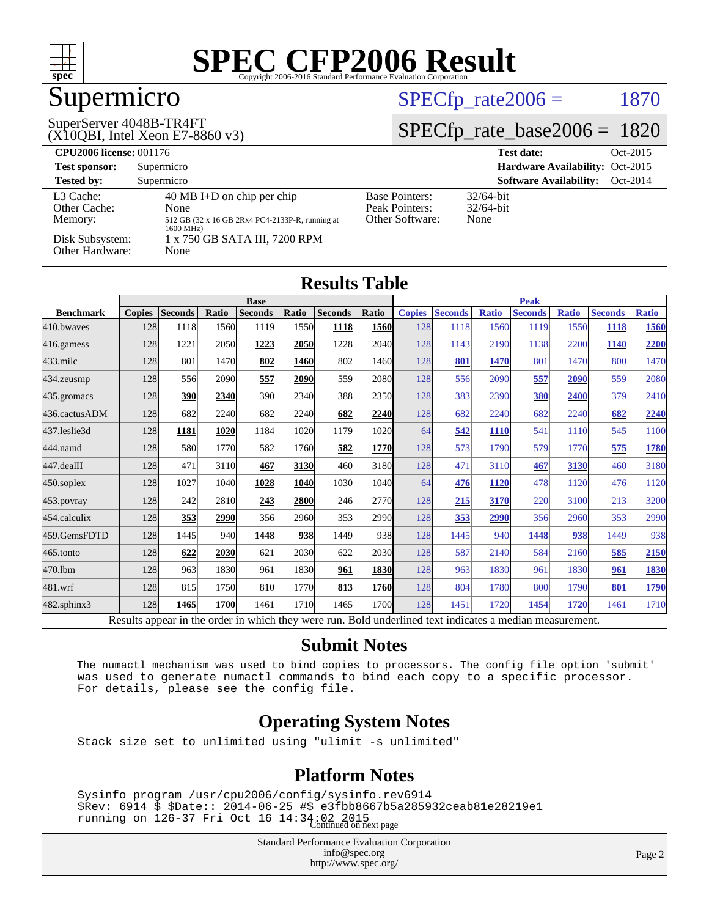# SPEC CFP2006 Result

Copyright 2006-2016 Standard Performance Evaluation Corporation

## Supermicro

SuperServer 4048B-TR4FT
(X10QBI, Intel Xeon E7-8860 v3)

SPECfp_rate2006 = 1870

SPECfp_rate_base2006 = 1820

| | | | |
|---|---|---|---|
| **CPU2006 license:** 001176 | | **Test date:** | Oct-2015 |
| **Test sponsor:** | Supermicro | **Hardware Availability:** | Oct-2015 |
| **Tested by:** | Supermicro | **Software Availability:** | Oct-2014 |

| | | | |
|---|---|---|---|
| L3 Cache: | 40 MB I+D on chip per chip | Base Pointers: | 32/64-bit |
| Other Cache: | None | Peak Pointers: | 32/64-bit |
| Memory: | 512 GB (32 x 16 GB 2Rx4 PC4-2133P-R, running at 1600 MHz) | Other Software: | None |
| Disk Subsystem: | 1 x 750 GB SATA III, 7200 RPM | | |
| Other Hardware: | None | | |

## Results Table

| | Base | | | | | | | Peak | | | | | | |
|---|---|---|---|---|---|---|---|---|---|---|---|---|---|---|
| **Benchmark** | **Copies** | **Seconds** | **Ratio** | **Seconds** | **Ratio** | **Seconds** | **Ratio** | **Copies** | **Seconds** | **Ratio** | **Seconds** | **Ratio** | **Seconds** | **Ratio** |
| 410.bwaves | 128 | 1118 | 1560 | 1119 | 1550 | **1118** | **1560** | 128 | 1118 | 1560 | 1119 | 1550 | **1118** | **1560** |
| 416.gamess | 128 | 1221 | 2050 | **1223** | **2050** | 1228 | 2040 | 128 | 1143 | 2190 | 1138 | 2200 | **1140** | **2200** |
| 433.milc | 128 | 801 | 1470 | **802** | **1460** | 802 | 1460 | 128 | **801** | **1470** | 801 | 1470 | 800 | 1470 |
| 434.zeusmp | 128 | 556 | 2090 | **557** | **2090** | 559 | 2080 | 128 | 556 | 2090 | **557** | **2090** | 559 | 2080 |
| 435.gromacs | 128 | **390** | **2340** | 390 | 2340 | 388 | 2350 | 128 | 383 | 2390 | **380** | **2400** | 379 | 2410 |
| 436.cactusADM | 128 | 682 | 2240 | 682 | 2240 | **682** | **2240** | 128 | 682 | 2240 | 682 | 2240 | **682** | **2240** |
| 437.leslie3d | 128 | **1181** | **1020** | 1184 | 1020 | 1179 | 1020 | 64 | **542** | **1110** | 541 | 1110 | 545 | 1100 |
| 444.namd | 128 | 580 | 1770 | 582 | 1760 | **582** | **1770** | 128 | 573 | 1790 | 579 | 1770 | **575** | **1780** |
| 447.dealII | 128 | 471 | 3110 | **467** | **3130** | 460 | 3180 | 128 | 471 | 3110 | **467** | **3130** | 460 | 3180 |
| 450.soplex | 128 | 1027 | 1040 | **1028** | **1040** | 1030 | 1040 | 64 | **476** | **1120** | 478 | 1120 | 476 | 1120 |
| 453.povray | 128 | 242 | 2810 | **243** | **2800** | 246 | 2770 | 128 | **215** | **3170** | 220 | 3100 | 213 | 3200 |
| 454.calculix | 128 | **353** | **2990** | 356 | 2960 | 353 | 2990 | 128 | **353** | **2990** | 356 | 2960 | 353 | 2990 |
| 459.GemsFDTD | 128 | 1445 | 940 | **1448** | **938** | 1449 | 938 | 128 | 1445 | 940 | **1448** | **938** | 1449 | 938 |
| 465.tonto | 128 | **622** | **2030** | 621 | 2030 | 622 | 2030 | 128 | 587 | 2140 | 584 | 2160 | **585** | **2150** |
| 470.lbm | 128 | 963 | 1830 | 961 | 1830 | **961** | **1830** | 128 | 963 | 1830 | 961 | 1830 | **961** | **1830** |
| 481.wrf | 128 | 815 | 1750 | 810 | 1770 | **813** | **1760** | 128 | 804 | 1780 | 800 | 1790 | **801** | **1790** |
| 482.sphinx3 | 128 | **1465** | **1700** | 1461 | 1710 | 1465 | 1700 | 128 | 1451 | 1720 | **1454** | **1720** | 1461 | 1710 |

Results appear in the order in which they were run. Bold underlined text indicates a median measurement.

## Submit Notes

```
The numactl mechanism was used to bind copies to processors. The config file option 'submit'
was used to generate numactl commands to bind each copy to a specific processor.
For details, please see the config file.
```

## Operating System Notes

```
Stack size set to unlimited using "ulimit -s unlimited"
```

## Platform Notes

```
Sysinfo program /usr/cpu2006/config/sysinfo.rev6914
$Rev: 6914 $ $Date:: 2014-06-25 #$ e3fbb8667b5a285932ceab81e28219e1
running on 126-37 Fri Oct 16 14:34:02 2015
```

Continued on next page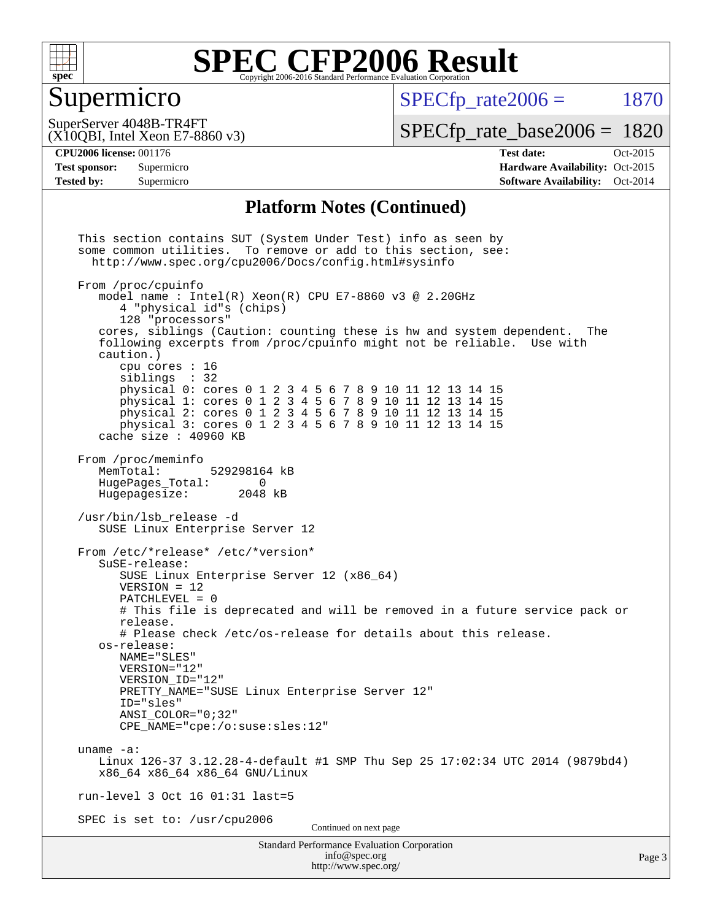# SPEC CFP2006 Result

## Supermicro

SuperServer 4048B-TR4FT
(X10QBI, Intel Xeon E7-8860 v3)

SPECfp_rate2006 = 1870

SPECfp_rate_base2006 = 1820

**CPU2006 license:** 001176
**Test sponsor:** Supermicro
**Tested by:** Supermicro

**Test date:** Oct-2015
**Hardware Availability:** Oct-2015
**Software Availability:** Oct-2014

### Platform Notes (Continued)

```
This section contains SUT (System Under Test) info as seen by
some common utilities.  To remove or add to this section, see:
  http://www.spec.org/cpu2006/Docs/config.html#sysinfo

From /proc/cpuinfo
   model name : Intel(R) Xeon(R) CPU E7-8860 v3 @ 2.20GHz
      4 "physical id"s (chips)
      128 "processors"
   cores, siblings (Caution: counting these is hw and system dependent.  The
   following excerpts from /proc/cpuinfo might not be reliable.  Use with
   caution.)
      cpu cores : 16
      siblings  : 32
      physical 0: cores 0 1 2 3 4 5 6 7 8 9 10 11 12 13 14 15
      physical 1: cores 0 1 2 3 4 5 6 7 8 9 10 11 12 13 14 15
      physical 2: cores 0 1 2 3 4 5 6 7 8 9 10 11 12 13 14 15
      physical 3: cores 0 1 2 3 4 5 6 7 8 9 10 11 12 13 14 15
   cache size : 40960 KB

From /proc/meminfo
   MemTotal:       529298164 kB
   HugePages_Total:       0
   Hugepagesize:       2048 kB

/usr/bin/lsb_release -d
   SUSE Linux Enterprise Server 12

From /etc/*release* /etc/*version*
   SuSE-release:
      SUSE Linux Enterprise Server 12 (x86_64)
      VERSION = 12
      PATCHLEVEL = 0
      # This file is deprecated and will be removed in a future service pack or
      release.
      # Please check /etc/os-release for details about this release.
   os-release:
      NAME="SLES"
      VERSION="12"
      VERSION_ID="12"
      PRETTY_NAME="SUSE Linux Enterprise Server 12"
      ID="sles"
      ANSI_COLOR="0;32"
      CPE_NAME="cpe:/o:suse:sles:12"

uname -a:
   Linux 126-37 3.12.28-4-default #1 SMP Thu Sep 25 17:02:34 UTC 2014 (9879bd4)
   x86_64 x86_64 x86_64 GNU/Linux

run-level 3 Oct 16 01:31 last=5

SPEC is set to: /usr/cpu2006
```

Continued on next page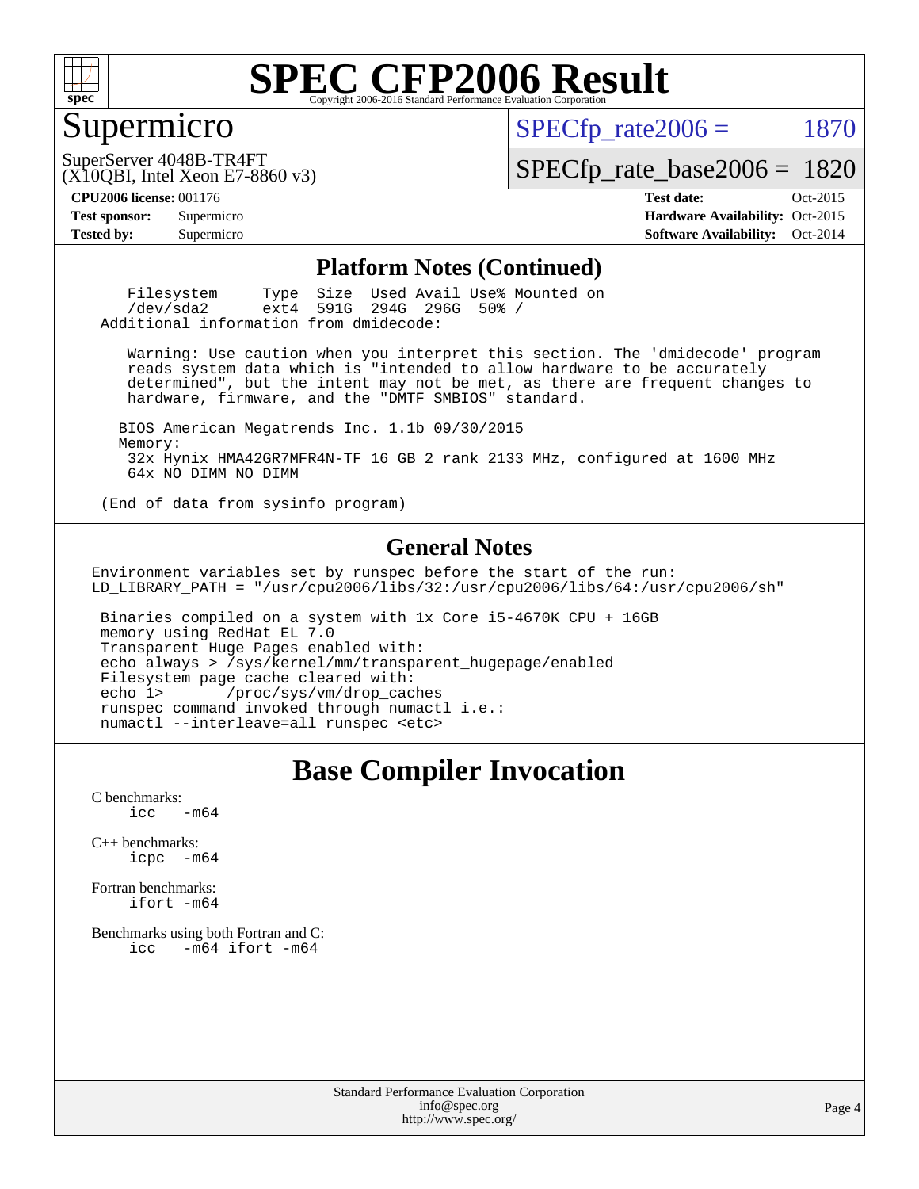# SPEC CFP2006 Result

Copyright 2006-2016 Standard Performance Evaluation Corporation

## Supermicro

SuperServer 4048B-TR4FT
(X10QBI, Intel Xeon E7-8860 v3)

SPECfp_rate2006 = 1870

SPECfp_rate_base2006 = 1820

| | | | |
|---|---|---|---|
| **CPU2006 license:** 001176 | | **Test date:** | Oct-2015 |
| **Test sponsor:** | Supermicro | **Hardware Availability:** | Oct-2015 |
| **Tested by:** | Supermicro | **Software Availability:** | Oct-2014 |

## Platform Notes (Continued)

```
    Filesystem     Type  Size  Used Avail Use% Mounted on
    /dev/sda2      ext4  591G  294G  296G  50% /
 Additional information from dmidecode:

    Warning: Use caution when you interpret this section. The 'dmidecode' program
    reads system data which is "intended to allow hardware to be accurately
    determined", but the intent may not be met, as there are frequent changes to
    hardware, firmware, and the "DMTF SMBIOS" standard.

   BIOS American Megatrends Inc. 1.1b 09/30/2015
   Memory:
    32x Hynix HMA42GR7MFR4N-TF 16 GB 2 rank 2133 MHz, configured at 1600 MHz
    64x NO DIMM NO DIMM

 (End of data from sysinfo program)
```

## General Notes

```
Environment variables set by runspec before the start of the run:
LD_LIBRARY_PATH = "/usr/cpu2006/libs/32:/usr/cpu2006/libs/64:/usr/cpu2006/sh"

 Binaries compiled on a system with 1x Core i5-4670K CPU + 16GB
 memory using RedHat EL 7.0
 Transparent Huge Pages enabled with:
 echo always > /sys/kernel/mm/transparent_hugepage/enabled
 Filesystem page cache cleared with:
 echo 1>       /proc/sys/vm/drop_caches
 runspec command invoked through numactl i.e.:
 numactl --interleave=all runspec <etc>
```

# Base Compiler Invocation

C benchmarks:
```
icc   -m64
```

C++ benchmarks:
```
icpc  -m64
```

Fortran benchmarks:
```
ifort -m64
```

Benchmarks using both Fortran and C:
```
icc   -m64 ifort -m64
```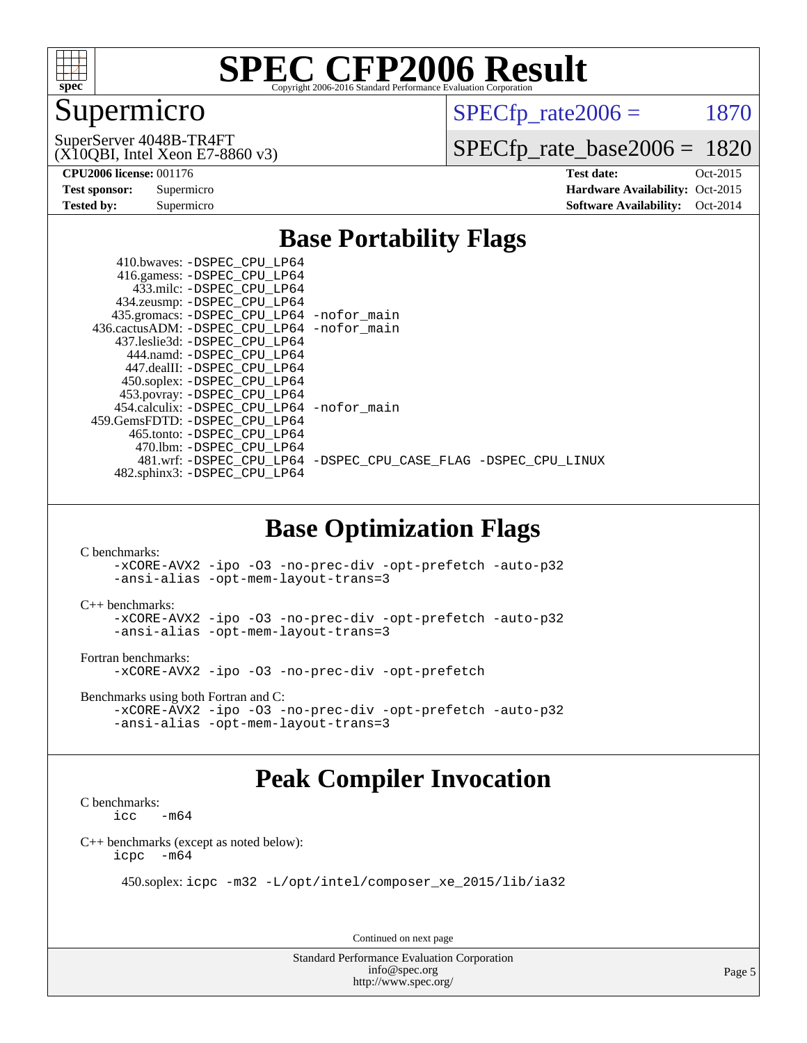# SPEC CFP2006 Result

Copyright 2006-2016 Standard Performance Evaluation Corporation

## Supermicro

SuperServer 4048B-TR4FT
(X10QBI, Intel Xeon E7-8860 v3)

SPECfp_rate2006 = 1870

SPECfp_rate_base2006 = 1820

**CPU2006 license:** 001176
**Test sponsor:** Supermicro
**Tested by:** Supermicro

**Test date:** Oct-2015
**Hardware Availability:** Oct-2015
**Software Availability:** Oct-2014

## Base Portability Flags

410.bwaves: -DSPEC_CPU_LP64
416.gamess: -DSPEC_CPU_LP64
433.milc: -DSPEC_CPU_LP64
434.zeusmp: -DSPEC_CPU_LP64
435.gromacs: -DSPEC_CPU_LP64 -nofor_main
436.cactusADM: -DSPEC_CPU_LP64 -nofor_main
437.leslie3d: -DSPEC_CPU_LP64
444.namd: -DSPEC_CPU_LP64
447.dealII: -DSPEC_CPU_LP64
450.soplex: -DSPEC_CPU_LP64
453.povray: -DSPEC_CPU_LP64
454.calculix: -DSPEC_CPU_LP64 -nofor_main
459.GemsFDTD: -DSPEC_CPU_LP64
465.tonto: -DSPEC_CPU_LP64
470.lbm: -DSPEC_CPU_LP64
481.wrf: -DSPEC_CPU_LP64 -DSPEC_CPU_CASE_FLAG -DSPEC_CPU_LINUX
482.sphinx3: -DSPEC_CPU_LP64

## Base Optimization Flags

C benchmarks:
-xCORE-AVX2 -ipo -O3 -no-prec-div -opt-prefetch -auto-p32
-ansi-alias -opt-mem-layout-trans=3

C++ benchmarks:
-xCORE-AVX2 -ipo -O3 -no-prec-div -opt-prefetch -auto-p32
-ansi-alias -opt-mem-layout-trans=3

Fortran benchmarks:
-xCORE-AVX2 -ipo -O3 -no-prec-div -opt-prefetch

Benchmarks using both Fortran and C:
-xCORE-AVX2 -ipo -O3 -no-prec-div -opt-prefetch -auto-p32
-ansi-alias -opt-mem-layout-trans=3

## Peak Compiler Invocation

C benchmarks:
icc -m64

C++ benchmarks (except as noted below):
icpc -m64

450.soplex: icpc -m32 -L/opt/intel/composer_xe_2015/lib/ia32

Continued on next page

Standard Performance Evaluation Corporation
info@spec.org
http://www.spec.org/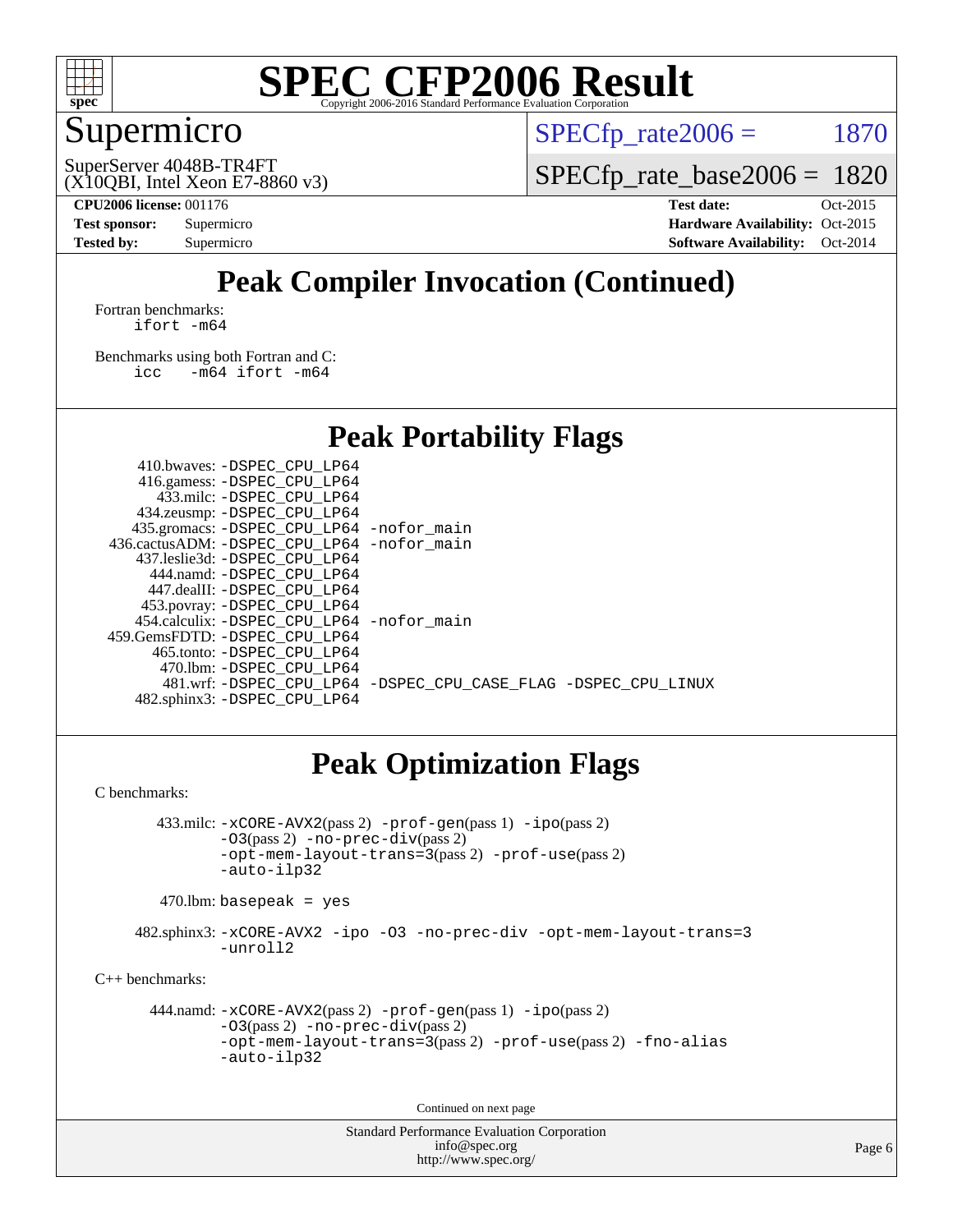# SPEC CFP2006 Result

Copyright 2006-2016 Standard Performance Evaluation Corporation

## Supermicro

SuperServer 4048B-TR4FT
(X10QBI, Intel Xeon E7-8860 v3)

SPECfp_rate2006 = 1870

SPECfp_rate_base2006 = 1820

**CPU2006 license:** 001176
**Test sponsor:** Supermicro
**Tested by:** Supermicro

**Test date:** Oct-2015
**Hardware Availability:** Oct-2015
**Software Availability:** Oct-2014

## Peak Compiler Invocation (Continued)

Fortran benchmarks:
```
ifort -m64
```

Benchmarks using both Fortran and C:
```
icc   -m64 ifort -m64
```

## Peak Portability Flags

```
      410.bwaves: -DSPEC_CPU_LP64
     416.gamess: -DSPEC_CPU_LP64
        433.milc: -DSPEC_CPU_LP64
     434.zeusmp: -DSPEC_CPU_LP64
    435.gromacs: -DSPEC_CPU_LP64 -nofor_main
 436.cactusADM: -DSPEC_CPU_LP64 -nofor_main
    437.leslie3d: -DSPEC_CPU_LP64
      444.namd: -DSPEC_CPU_LP64
      447.dealII: -DSPEC_CPU_LP64
      453.povray: -DSPEC_CPU_LP64
    454.calculix: -DSPEC_CPU_LP64 -nofor_main
 459.GemsFDTD: -DSPEC_CPU_LP64
       465.tonto: -DSPEC_CPU_LP64
         470.lbm: -DSPEC_CPU_LP64
          481.wrf: -DSPEC_CPU_LP64 -DSPEC_CPU_CASE_FLAG -DSPEC_CPU_LINUX
    482.sphinx3: -DSPEC_CPU_LP64
```

## Peak Optimization Flags

C benchmarks:

433.milc: -xCORE-AVX2(pass 2) -prof-gen(pass 1) -ipo(pass 2) -O3(pass 2) -no-prec-div(pass 2) -opt-mem-layout-trans=3(pass 2) -prof-use(pass 2) -auto-ilp32

470.lbm: basepeak = yes

482.sphinx3: -xCORE-AVX2 -ipo -O3 -no-prec-div -opt-mem-layout-trans=3 -unroll2

C++ benchmarks:

444.namd: -xCORE-AVX2(pass 2) -prof-gen(pass 1) -ipo(pass 2) -O3(pass 2) -no-prec-div(pass 2) -opt-mem-layout-trans=3(pass 2) -prof-use(pass 2) -fno-alias -auto-ilp32

Continued on next page

Standard Performance Evaluation Corporation
info@spec.org
http://www.spec.org/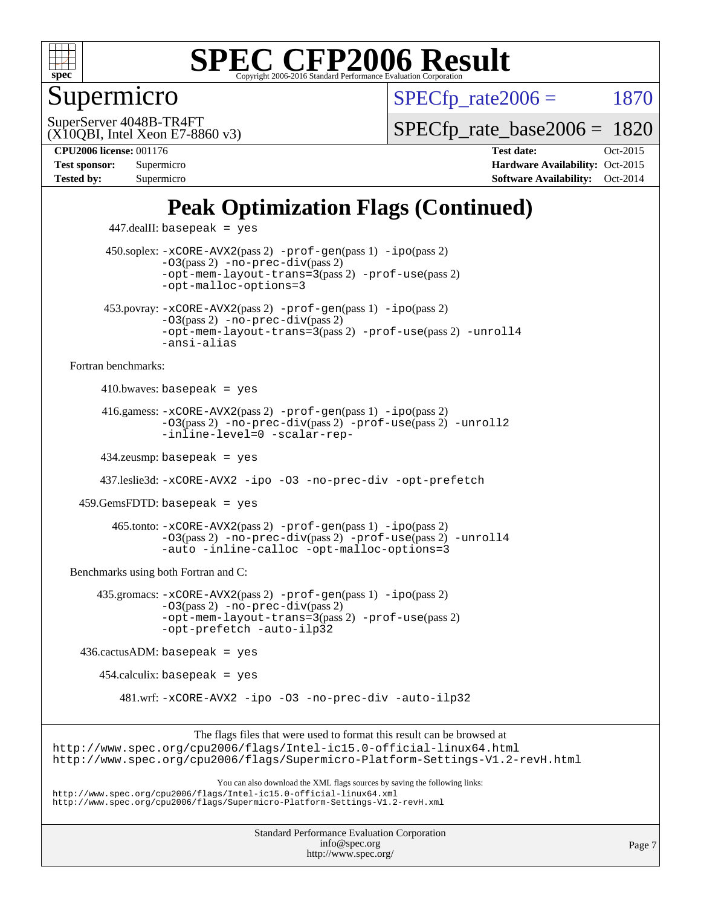# SPEC CFP2006 Result

Copyright 2006-2016 Standard Performance Evaluation Corporation

## Supermicro

SuperServer 4048B-TR4FT
(X10QBI, Intel Xeon E7-8860 v3)

SPECfp_rate2006 = 1870

SPECfp_rate_base2006 = 1820

**CPU2006 license:** 001176
**Test sponsor:** Supermicro
**Tested by:** Supermicro

**Test date:** Oct-2015
**Hardware Availability:** Oct-2015
**Software Availability:** Oct-2014

## Peak Optimization Flags (Continued)

447.dealII: basepeak = yes

450.soplex: -xCORE-AVX2(pass 2) -prof-gen(pass 1) -ipo(pass 2) -O3(pass 2) -no-prec-div(pass 2) -opt-mem-layout-trans=3(pass 2) -prof-use(pass 2) -opt-malloc-options=3

453.povray: -xCORE-AVX2(pass 2) -prof-gen(pass 1) -ipo(pass 2) -O3(pass 2) -no-prec-div(pass 2) -opt-mem-layout-trans=3(pass 2) -prof-use(pass 2) -unroll4 -ansi-alias

Fortran benchmarks:

410.bwaves: basepeak = yes

416.gamess: -xCORE-AVX2(pass 2) -prof-gen(pass 1) -ipo(pass 2) -O3(pass 2) -no-prec-div(pass 2) -prof-use(pass 2) -unroll2 -inline-level=0 -scalar-rep-

434.zeusmp: basepeak = yes

437.leslie3d: -xCORE-AVX2 -ipo -O3 -no-prec-div -opt-prefetch

459.GemsFDTD: basepeak = yes

465.tonto: -xCORE-AVX2(pass 2) -prof-gen(pass 1) -ipo(pass 2) -O3(pass 2) -no-prec-div(pass 2) -prof-use(pass 2) -unroll4 -auto -inline-calloc -opt-malloc-options=3

Benchmarks using both Fortran and C:

435.gromacs: -xCORE-AVX2(pass 2) -prof-gen(pass 1) -ipo(pass 2) -O3(pass 2) -no-prec-div(pass 2) -opt-mem-layout-trans=3(pass 2) -prof-use(pass 2) -opt-prefetch -auto-ilp32

436.cactusADM: basepeak = yes

454.calculix: basepeak = yes

481.wrf: -xCORE-AVX2 -ipo -O3 -no-prec-div -auto-ilp32

The flags files that were used to format this result can be browsed at
http://www.spec.org/cpu2006/flags/Intel-ic15.0-official-linux64.html
http://www.spec.org/cpu2006/flags/Supermicro-Platform-Settings-V1.2-revH.html

You can also download the XML flags sources by saving the following links:
http://www.spec.org/cpu2006/flags/Intel-ic15.0-official-linux64.xml
http://www.spec.org/cpu2006/flags/Supermicro-Platform-Settings-V1.2-revH.xml

Standard Performance Evaluation Corporation
info@spec.org
http://www.spec.org/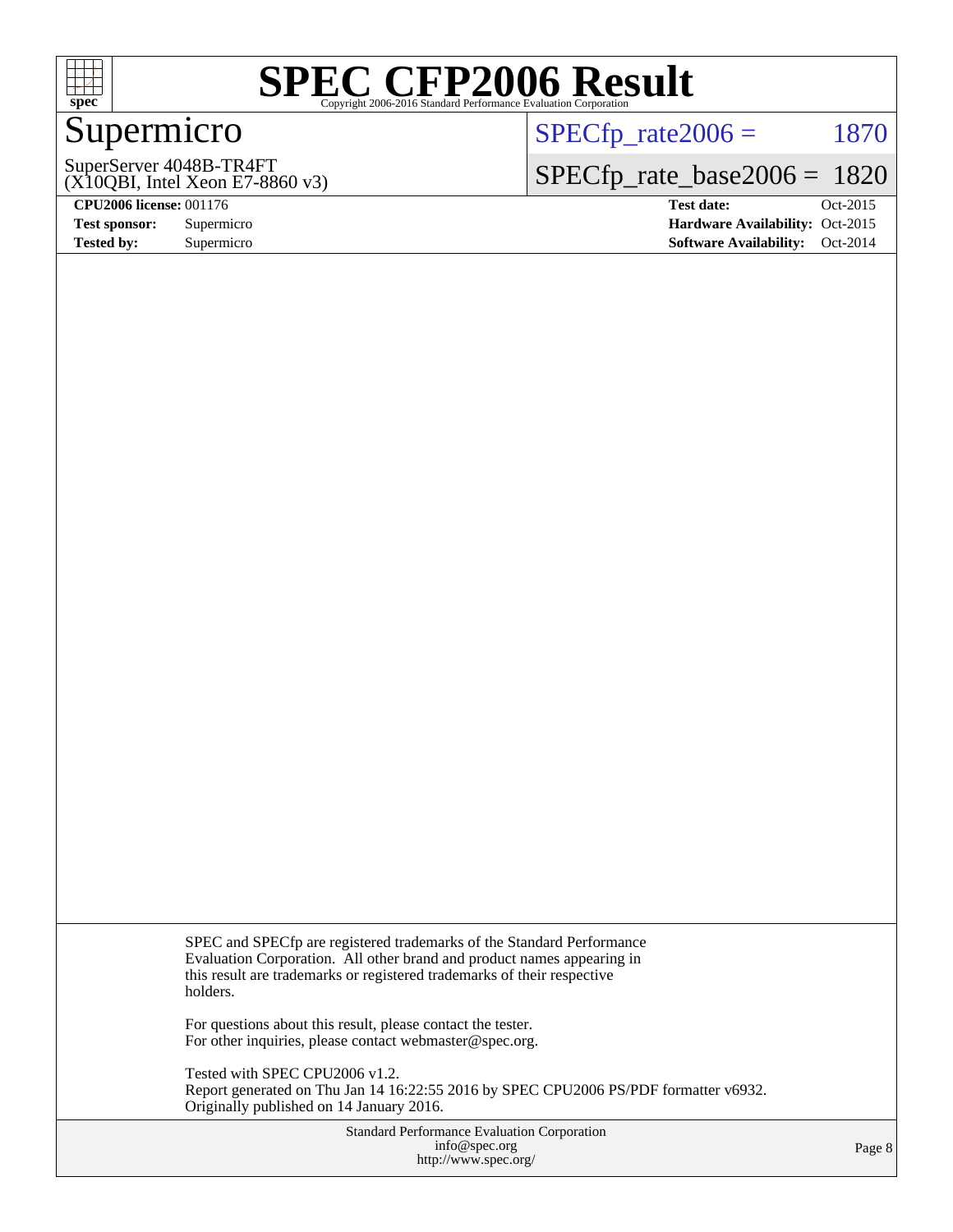SPEC and SPECfp are registered trademarks of the Standard Performance Evaluation Corporation. All other brand and product names appearing in this result are trademarks or registered trademarks of their respective holders.

For questions about this result, please contact the tester.
For other inquiries, please contact webmaster@spec.org.

Tested with SPEC CPU2006 v1.2.
Report generated on Thu Jan 14 16:22:55 2016 by SPEC CPU2006 PS/PDF formatter v6932.
Originally published on 14 January 2016.